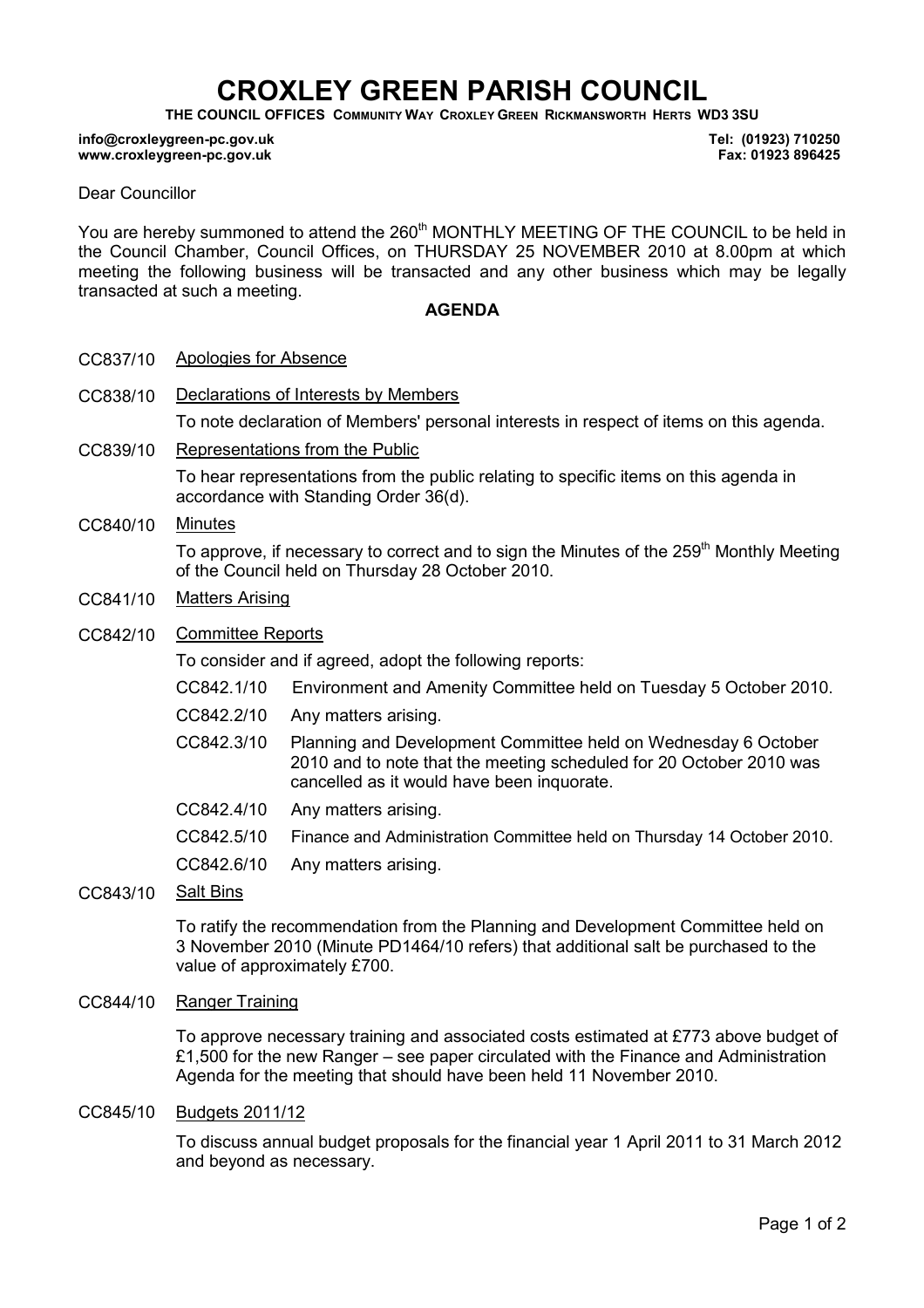# CROXLEY GREEN PARISH COUNCIL

**THE COUNCIL OFFICES COMMUNITY WAY CROXLEY GREEN RICKMANSWORTH HERTS WD3 3SU**

**info@croxleygreen-pc.gov.uk**
**www.croxleygreen-pc.gov.uk**

**Tel: (01923) 710250**
**Fax: 01923 896425**

Dear Councillor

You are hereby summoned to attend the 260th MONTHLY MEETING OF THE COUNCIL to be held in the Council Chamber, Council Offices, on THURSDAY 25 NOVEMBER 2010 at 8.00pm at which meeting the following business will be transacted and any other business which may be legally transacted at such a meeting.

## AGENDA

CC837/10 Apologies for Absence

CC838/10 Declarations of Interests by Members

To note declaration of Members' personal interests in respect of items on this agenda.

CC839/10 Representations from the Public

To hear representations from the public relating to specific items on this agenda in accordance with Standing Order 36(d).

CC840/10 Minutes

To approve, if necessary to correct and to sign the Minutes of the 259th Monthly Meeting of the Council held on Thursday 28 October 2010.

CC841/10 Matters Arising

CC842/10 Committee Reports

To consider and if agreed, adopt the following reports:

- CC842.1/10 Environment and Amenity Committee held on Tuesday 5 October 2010.
- CC842.2/10 Any matters arising.
- CC842.3/10 Planning and Development Committee held on Wednesday 6 October 2010 and to note that the meeting scheduled for 20 October 2010 was cancelled as it would have been inquorate.
- CC842.4/10 Any matters arising.
- CC842.5/10 Finance and Administration Committee held on Thursday 14 October 2010.
- CC842.6/10 Any matters arising.

CC843/10 Salt Bins

To ratify the recommendation from the Planning and Development Committee held on 3 November 2010 (Minute PD1464/10 refers) that additional salt be purchased to the value of approximately £700.

CC844/10 Ranger Training

To approve necessary training and associated costs estimated at £773 above budget of £1,500 for the new Ranger – see paper circulated with the Finance and Administration Agenda for the meeting that should have been held 11 November 2010.

CC845/10 Budgets 2011/12

To discuss annual budget proposals for the financial year 1 April 2011 to 31 March 2012 and beyond as necessary.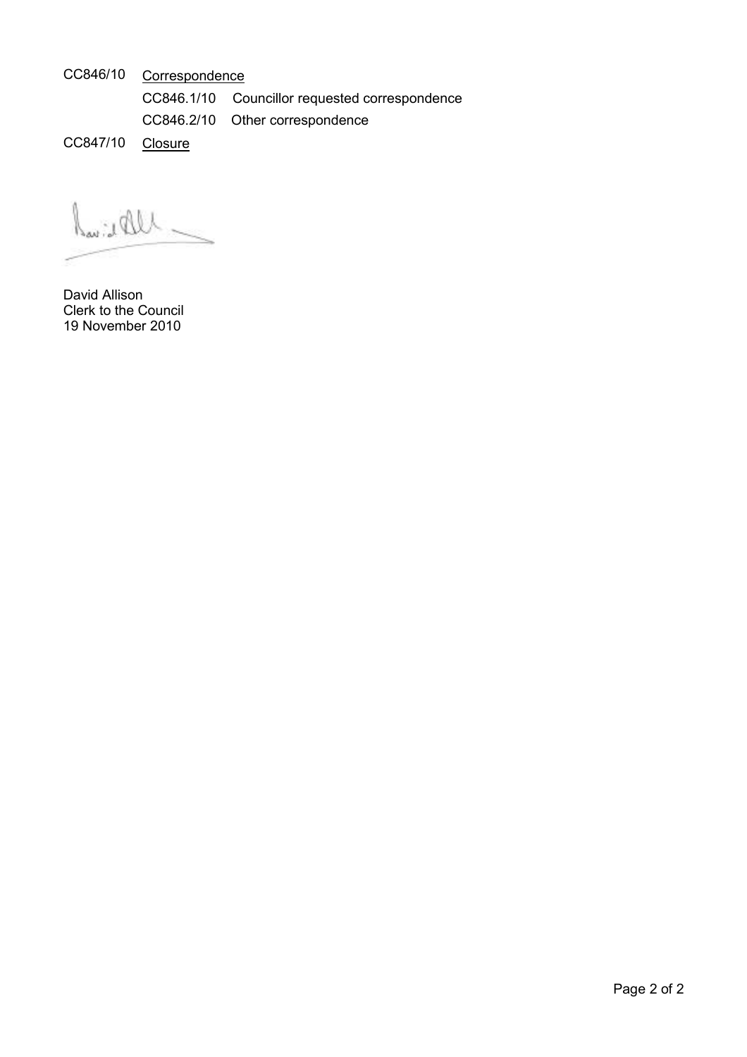CC846/10 Correspondence

CC846.1/10 Councillor requested correspondence

CC846.2/10 Other correspondence

CC847/10 Closure

David Allison
Clerk to the Council
19 November 2010